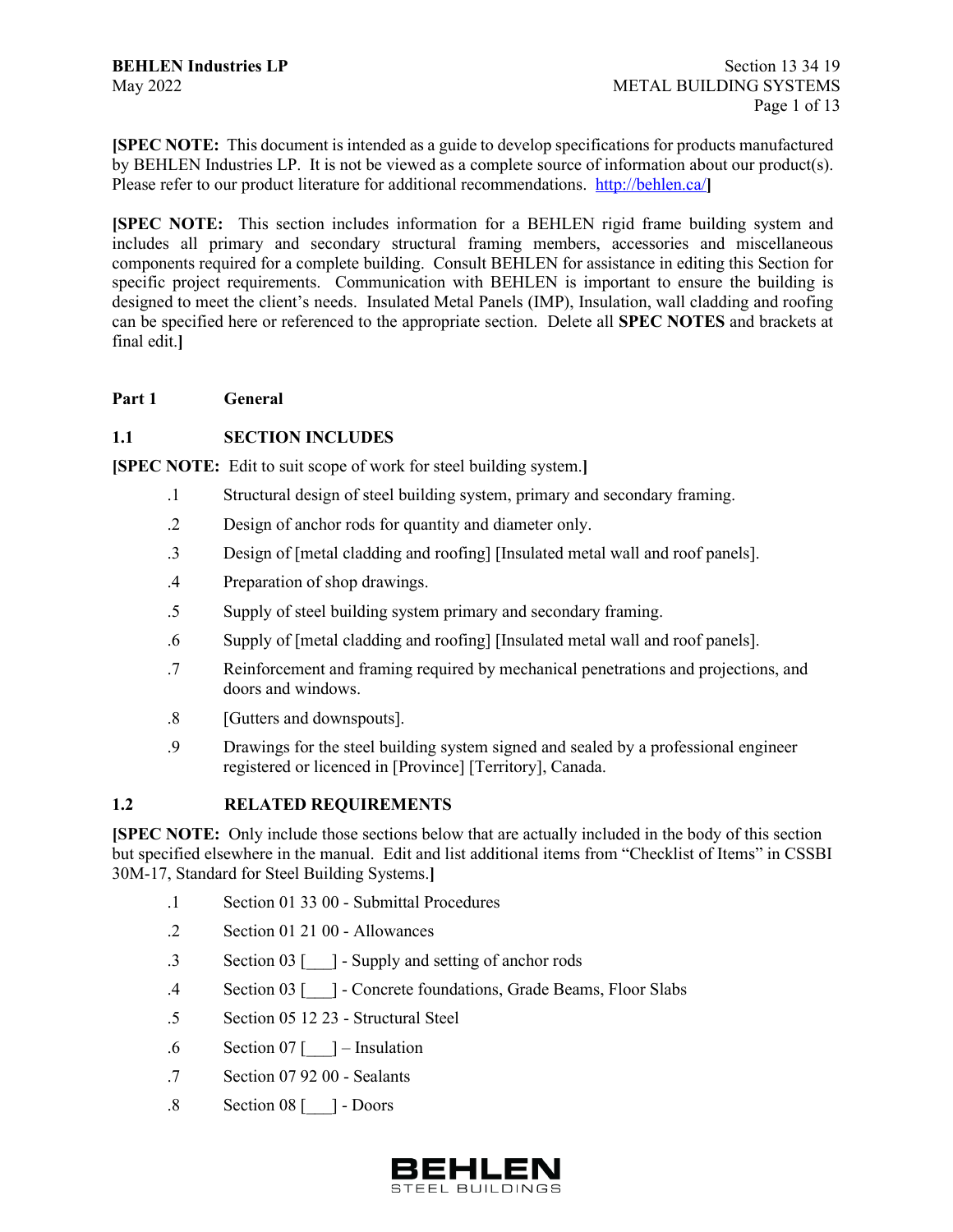**[SPEC NOTE:** This document is intended as a guide to develop specifications for products manufactured by BEHLEN Industries LP. It is not be viewed as a complete source of information about our product(s). Please refer to our product literature for additional recommendations. http://behlen.ca/**]**

**[SPEC NOTE:** This section includes information for a BEHLEN rigid frame building system and includes all primary and secondary structural framing members, accessories and miscellaneous components required for a complete building. Consult BEHLEN for assistance in editing this Section for specific project requirements. Communication with BEHLEN is important to ensure the building is designed to meet the client's needs. Insulated Metal Panels (IMP), Insulation, wall cladding and roofing can be specified here or referenced to the appropriate section. Delete all **SPEC NOTES** and brackets at final edit.**]**

## Part 1 General

### 1.1 SECTION INCLUDES

**[SPEC NOTE:** Edit to suit scope of work for steel building system.**]**

.1 Structural design of steel building system, primary and secondary framing.

.2 Design of anchor rods for quantity and diameter only.

.3 Design of [metal cladding and roofing] [Insulated metal wall and roof panels].

.4 Preparation of shop drawings.

.5 Supply of steel building system primary and secondary framing.

.6 Supply of [metal cladding and roofing] [Insulated metal wall and roof panels].

.7 Reinforcement and framing required by mechanical penetrations and projections, and doors and windows.

.8 [Gutters and downspouts].

.9 Drawings for the steel building system signed and sealed by a professional engineer registered or licenced in [Province] [Territory], Canada.

### 1.2 RELATED REQUIREMENTS

**[SPEC NOTE:** Only include those sections below that are actually included in the body of this section but specified elsewhere in the manual. Edit and list additional items from "Checklist of Items" in CSSBI 30M-17, Standard for Steel Building Systems.**]**

.1 Section 01 33 00 - Submittal Procedures

.2 Section 01 21 00 - Allowances

.3 Section 03 [___] - Supply and setting of anchor rods

.4 Section 03 [___] - Concrete foundations, Grade Beams, Floor Slabs

.5 Section 05 12 23 - Structural Steel

.6 Section 07 [___] – Insulation

.7 Section 07 92 00 - Sealants

.8 Section 08 [___] - Doors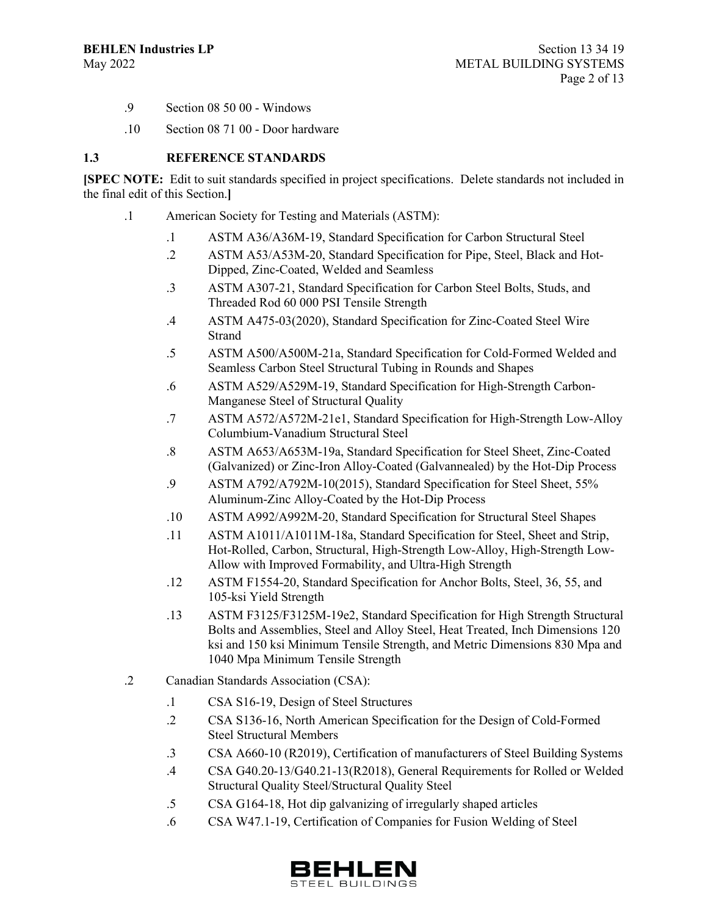.9 Section 08 50 00 - Windows

.10 Section 08 71 00 - Door hardware

## 1.3 REFERENCE STANDARDS

**[SPEC NOTE:** Edit to suit standards specified in project specifications. Delete standards not included in the final edit of this Section.**]**

.1 American Society for Testing and Materials (ASTM):

- .1 ASTM A36/A36M-19, Standard Specification for Carbon Structural Steel
- .2 ASTM A53/A53M-20, Standard Specification for Pipe, Steel, Black and Hot-Dipped, Zinc-Coated, Welded and Seamless
- .3 ASTM A307-21, Standard Specification for Carbon Steel Bolts, Studs, and Threaded Rod 60 000 PSI Tensile Strength
- .4 ASTM A475-03(2020), Standard Specification for Zinc-Coated Steel Wire Strand
- .5 ASTM A500/A500M-21a, Standard Specification for Cold-Formed Welded and Seamless Carbon Steel Structural Tubing in Rounds and Shapes
- .6 ASTM A529/A529M-19, Standard Specification for High-Strength Carbon-Manganese Steel of Structural Quality
- .7 ASTM A572/A572M-21e1, Standard Specification for High-Strength Low-Alloy Columbium-Vanadium Structural Steel
- .8 ASTM A653/A653M-19a, Standard Specification for Steel Sheet, Zinc-Coated (Galvanized) or Zinc-Iron Alloy-Coated (Galvannealed) by the Hot-Dip Process
- .9 ASTM A792/A792M-10(2015), Standard Specification for Steel Sheet, 55% Aluminum-Zinc Alloy-Coated by the Hot-Dip Process
- .10 ASTM A992/A992M-20, Standard Specification for Structural Steel Shapes
- .11 ASTM A1011/A1011M-18a, Standard Specification for Steel, Sheet and Strip, Hot-Rolled, Carbon, Structural, High-Strength Low-Alloy, High-Strength Low-Allow with Improved Formability, and Ultra-High Strength
- .12 ASTM F1554-20, Standard Specification for Anchor Bolts, Steel, 36, 55, and 105-ksi Yield Strength
- .13 ASTM F3125/F3125M-19e2, Standard Specification for High Strength Structural Bolts and Assemblies, Steel and Alloy Steel, Heat Treated, Inch Dimensions 120 ksi and 150 ksi Minimum Tensile Strength, and Metric Dimensions 830 Mpa and 1040 Mpa Minimum Tensile Strength

.2 Canadian Standards Association (CSA):

- .1 CSA S16-19, Design of Steel Structures
- .2 CSA S136-16, North American Specification for the Design of Cold-Formed Steel Structural Members
- .3 CSA A660-10 (R2019), Certification of manufacturers of Steel Building Systems
- .4 CSA G40.20-13/G40.21-13(R2018), General Requirements for Rolled or Welded Structural Quality Steel/Structural Quality Steel
- .5 CSA G164-18, Hot dip galvanizing of irregularly shaped articles
- .6 CSA W47.1-19, Certification of Companies for Fusion Welding of Steel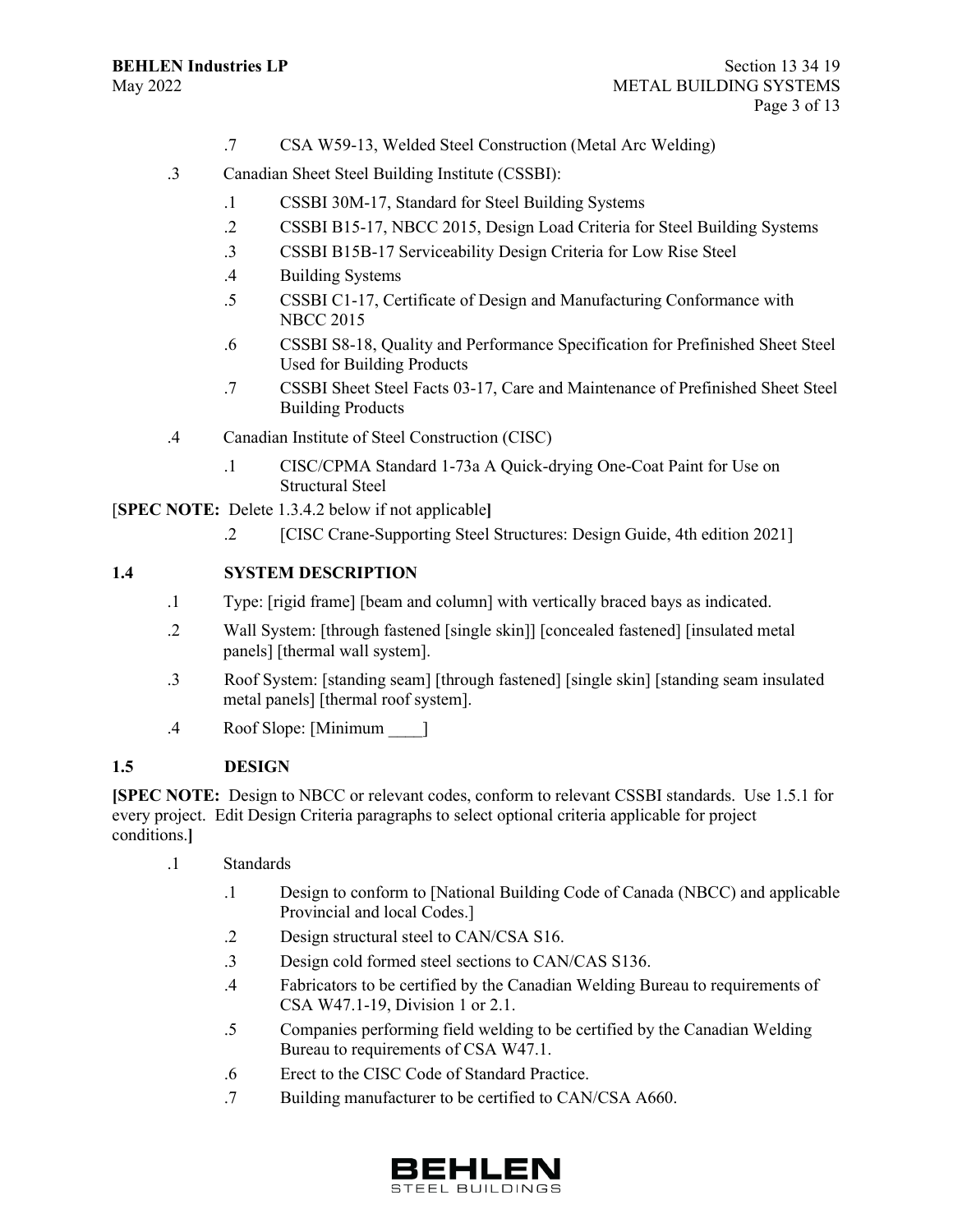.7 CSA W59-13, Welded Steel Construction (Metal Arc Welding)

.3 Canadian Sheet Steel Building Institute (CSSBI):

.1 CSSBI 30M-17, Standard for Steel Building Systems

.2 CSSBI B15-17, NBCC 2015, Design Load Criteria for Steel Building Systems

.3 CSSBI B15B-17 Serviceability Design Criteria for Low Rise Steel

.4 Building Systems

.5 CSSBI C1-17, Certificate of Design and Manufacturing Conformance with NBCC 2015

.6 CSSBI S8-18, Quality and Performance Specification for Prefinished Sheet Steel Used for Building Products

.7 CSSBI Sheet Steel Facts 03-17, Care and Maintenance of Prefinished Sheet Steel Building Products

.4 Canadian Institute of Steel Construction (CISC)

.1 CISC/CPMA Standard 1-73a A Quick-drying One-Coat Paint for Use on Structural Steel

[**SPEC NOTE:** Delete 1.3.4.2 below if not applicable**]**

.2 [CISC Crane-Supporting Steel Structures: Design Guide, 4th edition 2021]

## 1.4 SYSTEM DESCRIPTION

.1 Type: [rigid frame] [beam and column] with vertically braced bays as indicated.

.2 Wall System: [through fastened [single skin]] [concealed fastened] [insulated metal panels] [thermal wall system].

.3 Roof System: [standing seam] [through fastened] [single skin] [standing seam insulated metal panels] [thermal roof system].

.4 Roof Slope: [Minimum ____]

## 1.5 DESIGN

**[SPEC NOTE:** Design to NBCC or relevant codes, conform to relevant CSSBI standards. Use 1.5.1 for every project. Edit Design Criteria paragraphs to select optional criteria applicable for project conditions.**]**

.1 Standards

.1 Design to conform to [National Building Code of Canada (NBCC) and applicable Provincial and local Codes.]

.2 Design structural steel to CAN/CSA S16.

.3 Design cold formed steel sections to CAN/CAS S136.

.4 Fabricators to be certified by the Canadian Welding Bureau to requirements of CSA W47.1-19, Division 1 or 2.1.

.5 Companies performing field welding to be certified by the Canadian Welding Bureau to requirements of CSA W47.1.

.6 Erect to the CISC Code of Standard Practice.

.7 Building manufacturer to be certified to CAN/CSA A660.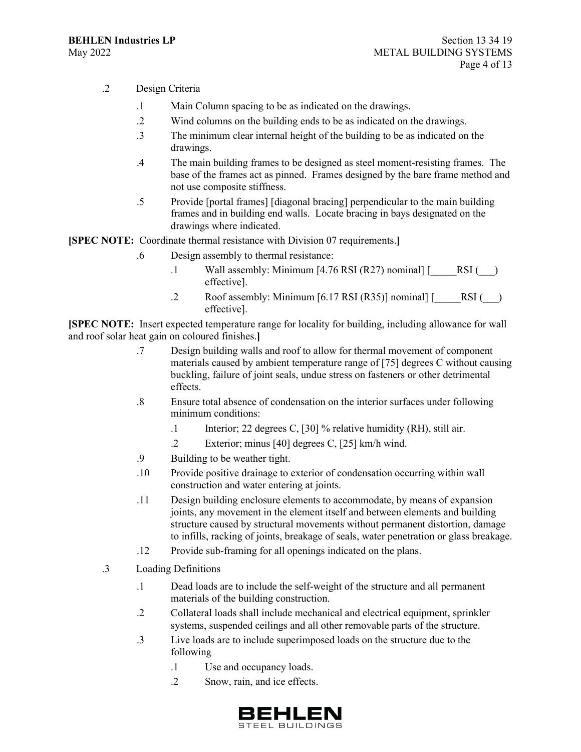.2 Design Criteria

- .1 Main Column spacing to be as indicated on the drawings.
- .2 Wind columns on the building ends to be as indicated on the drawings.
- .3 The minimum clear internal height of the building to be as indicated on the drawings.
- .4 The main building frames to be designed as steel moment-resisting frames. The base of the frames act as pinned. Frames designed by the bare frame method and not use composite stiffness.
- .5 Provide [portal frames] [diagonal bracing] perpendicular to the main building frames and in building end walls. Locate bracing in bays designated on the drawings where indicated.

**[SPEC NOTE:** Coordinate thermal resistance with Division 07 requirements.**]**

- .6 Design assembly to thermal resistance:
  - .1 Wall assembly: Minimum [4.76 RSI (R27) nominal] [_____RSI (___) effective].
  - .2 Roof assembly: Minimum [6.17 RSI (R35)] nominal] [_____RSI (___) effective].

**[SPEC NOTE:** Insert expected temperature range for locality for building, including allowance for wall and roof solar heat gain on coloured finishes.**]**

- .7 Design building walls and roof to allow for thermal movement of component materials caused by ambient temperature range of [75] degrees C without causing buckling, failure of joint seals, undue stress on fasteners or other detrimental effects.
- .8 Ensure total absence of condensation on the interior surfaces under following minimum conditions:
  - .1 Interior; 22 degrees C, [30] % relative humidity (RH), still air.
  - .2 Exterior; minus [40] degrees C, [25] km/h wind.
- .9 Building to be weather tight.
- .10 Provide positive drainage to exterior of condensation occurring within wall construction and water entering at joints.
- .11 Design building enclosure elements to accommodate, by means of expansion joints, any movement in the element itself and between elements and building structure caused by structural movements without permanent distortion, damage to infills, racking of joints, breakage of seals, water penetration or glass breakage.
- .12 Provide sub-framing for all openings indicated on the plans.

.3 Loading Definitions

- .1 Dead loads are to include the self-weight of the structure and all permanent materials of the building construction.
- .2 Collateral loads shall include mechanical and electrical equipment, sprinkler systems, suspended ceilings and all other removable parts of the structure.
- .3 Live loads are to include superimposed loads on the structure due to the following
  - .1 Use and occupancy loads.
  - .2 Snow, rain, and ice effects.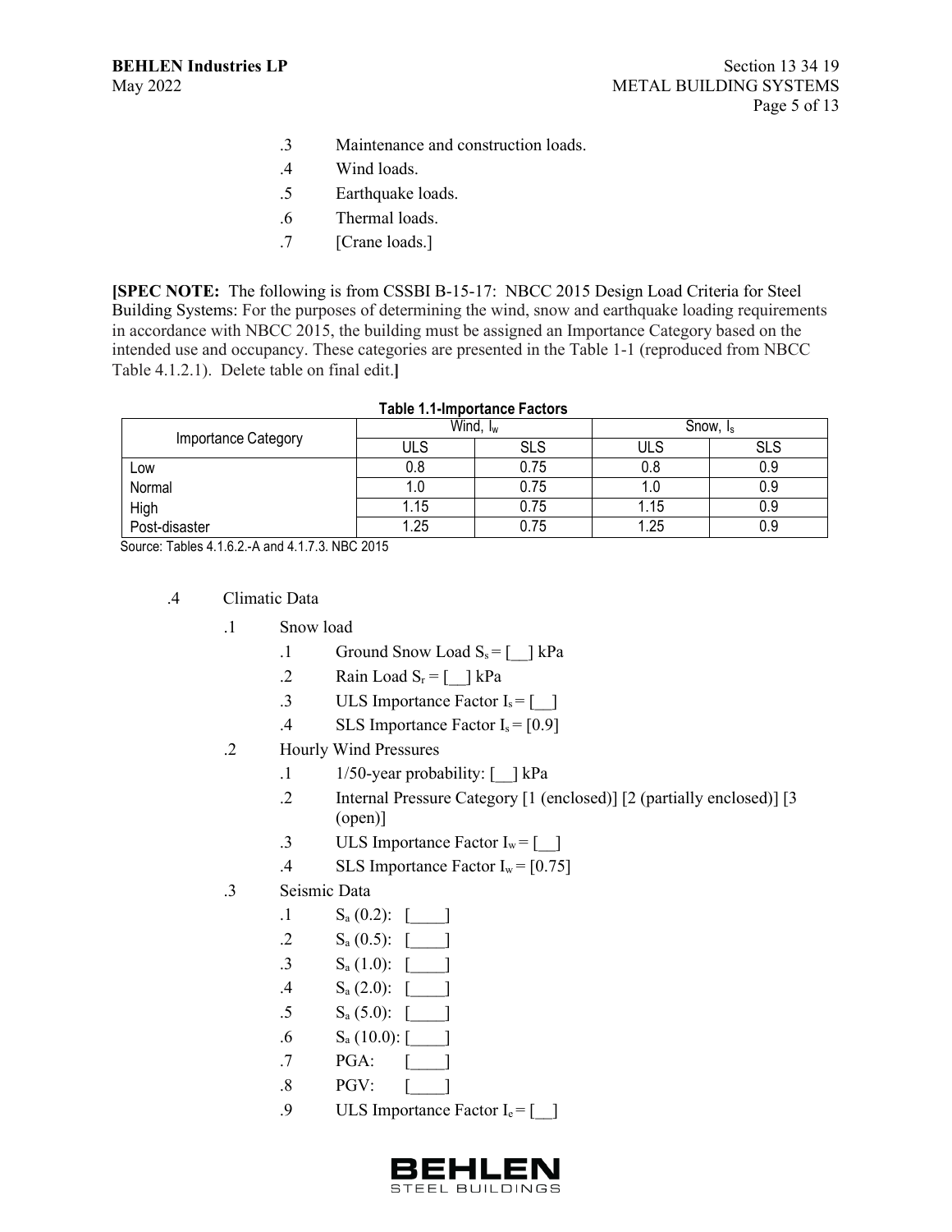.3 Maintenance and construction loads.

.4 Wind loads.

.5 Earthquake loads.

.6 Thermal loads.

.7 [Crane loads.]

**[SPEC NOTE:** The following is from CSSBI B-15-17: NBCC 2015 Design Load Criteria for Steel Building Systems: For the purposes of determining the wind, snow and earthquake loading requirements in accordance with NBCC 2015, the building must be assigned an Importance Category based on the intended use and occupancy. These categories are presented in the Table 1-1 (reproduced from NBCC Table 4.1.2.1). Delete table on final edit.**]**

**Table 1.1-Importance Factors**

| Importance Category | Wind, $I_w$ | | Snow, $I_s$ | |
|---|---|---|---|---|
| | ULS | SLS | ULS | SLS |
| Low | 0.8 | 0.75 | 0.8 | 0.9 |
| Normal | 1.0 | 0.75 | 1.0 | 0.9 |
| High | 1.15 | 0.75 | 1.15 | 0.9 |
| Post-disaster | 1.25 | 0.75 | 1.25 | 0.9 |

Source: Tables 4.1.6.2.-A and 4.1.7.3. NBC 2015

.4 Climatic Data

- .1 Snow load
  - .1 Ground Snow Load $S_s$ = [__] kPa
  - .2 Rain Load $S_r$ = [__] kPa
  - .3 ULS Importance Factor $I_s$ = [__]
  - .4 SLS Importance Factor $I_s$ = [0.9]
- .2 Hourly Wind Pressures
  - .1 1/50-year probability: [__] kPa
  - .2 Internal Pressure Category [1 (enclosed)] [2 (partially enclosed)] [3 (open)]
  - .3 ULS Importance Factor $I_w$ = [__]
  - .4 SLS Importance Factor $I_w$ = [0.75]
- .3 Seismic Data
  - .1 $S_a$ (0.2): [____]
  - .2 $S_a$ (0.5): [____]
  - .3 $S_a$ (1.0): [____]
  - .4 $S_a$ (2.0): [____]
  - .5 $S_a$ (5.0): [____]
  - .6 $S_a$ (10.0): [____]
  - .7 PGA: [____]
  - .8 PGV: [____]
  - .9 ULS Importance Factor $I_e$ = [__]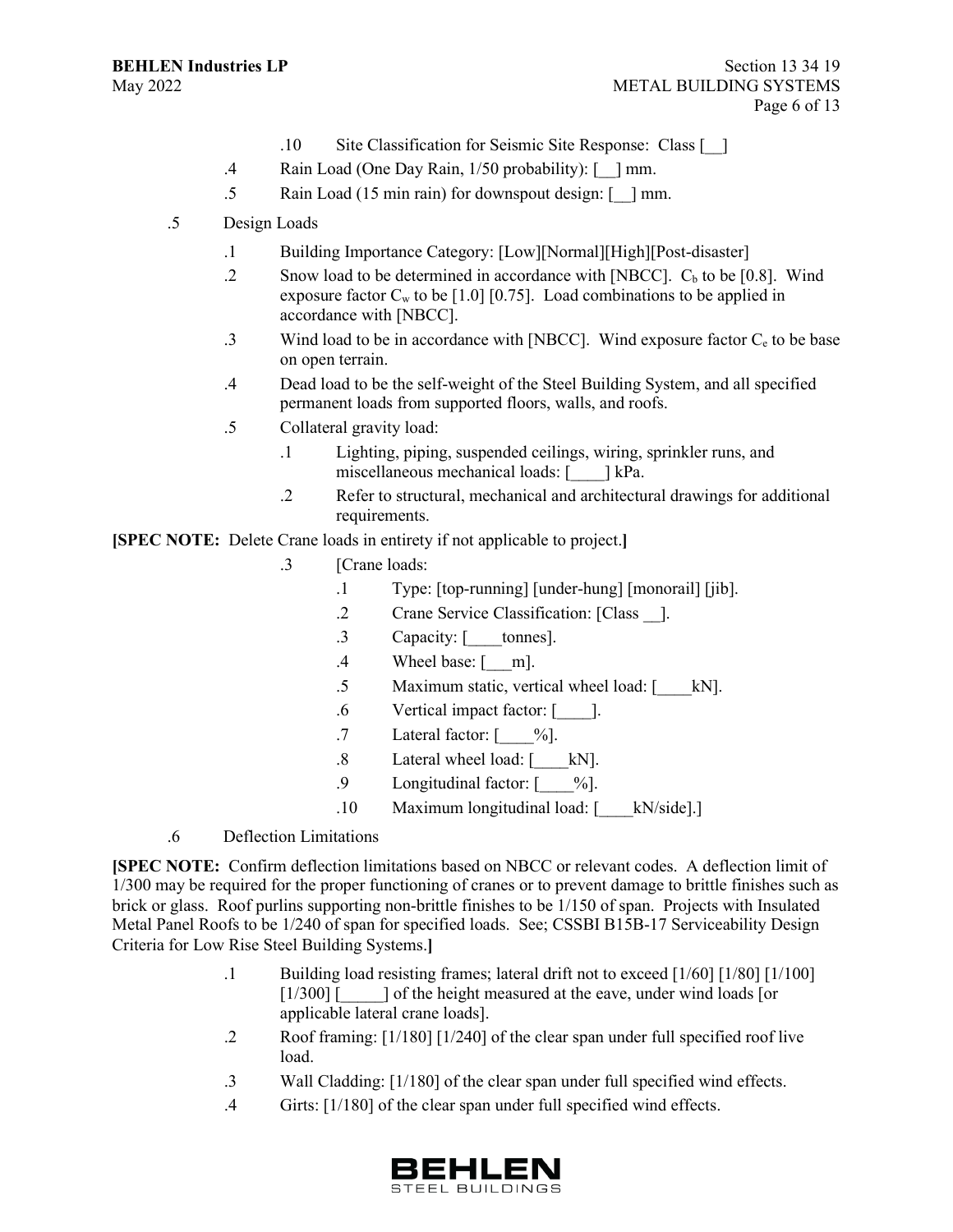.10 Site Classification for Seismic Site Response: Class [__]

.4 Rain Load (One Day Rain, 1/50 probability): [__] mm.

.5 Rain Load (15 min rain) for downspout design: [__] mm.

.5 Design Loads

.1 Building Importance Category: [Low][Normal][High][Post-disaster]

.2 Snow load to be determined in accordance with [NBCC]. $C_b$ to be [0.8]. Wind exposure factor $C_w$ to be [1.0] [0.75]. Load combinations to be applied in accordance with [NBCC].

.3 Wind load to be in accordance with [NBCC]. Wind exposure factor $C_e$ to be base on open terrain.

.4 Dead load to be the self-weight of the Steel Building System, and all specified permanent loads from supported floors, walls, and roofs.

.5 Collateral gravity load:

.1 Lighting, piping, suspended ceilings, wiring, sprinkler runs, and miscellaneous mechanical loads: [____] kPa.

.2 Refer to structural, mechanical and architectural drawings for additional requirements.

**[SPEC NOTE:** Delete Crane loads in entirety if not applicable to project.**]**

.3 [Crane loads:

.1 Type: [top-running] [under-hung] [monorail] [jib].

.2 Crane Service Classification: [Class __].

.3 Capacity: [____tonnes].

.4 Wheel base: [___m].

.5 Maximum static, vertical wheel load: [____kN].

.6 Vertical impact factor: [____].

.7 Lateral factor: [____%].

.8 Lateral wheel load: [____kN].

.9 Longitudinal factor: [____%].

.10 Maximum longitudinal load: [____kN/side].]

.6 Deflection Limitations

**[SPEC NOTE:** Confirm deflection limitations based on NBCC or relevant codes. A deflection limit of 1/300 may be required for the proper functioning of cranes or to prevent damage to brittle finishes such as brick or glass. Roof purlins supporting non-brittle finishes to be 1/150 of span. Projects with Insulated Metal Panel Roofs to be 1/240 of span for specified loads. See; CSSBI B15B-17 Serviceability Design Criteria for Low Rise Steel Building Systems.**]**

.1 Building load resisting frames; lateral drift not to exceed [1/60] [1/80] [1/100] [1/300] [_____] of the height measured at the eave, under wind loads [or applicable lateral crane loads].

.2 Roof framing: [1/180] [1/240] of the clear span under full specified roof live load.

.3 Wall Cladding: [1/180] of the clear span under full specified wind effects.

.4 Girts: [1/180] of the clear span under full specified wind effects.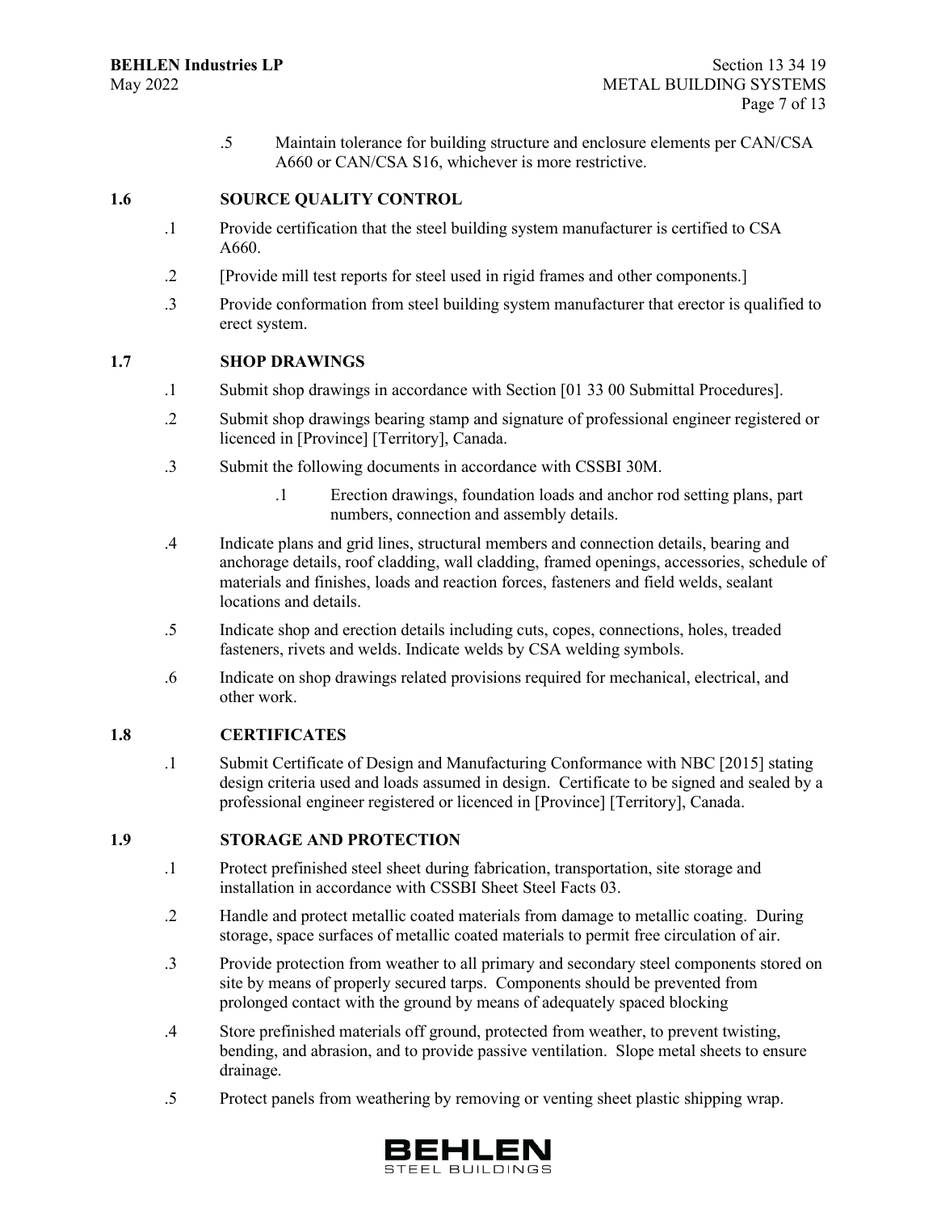.5 Maintain tolerance for building structure and enclosure elements per CAN/CSA A660 or CAN/CSA S16, whichever is more restrictive.

## 1.6 SOURCE QUALITY CONTROL

.1 Provide certification that the steel building system manufacturer is certified to CSA A660.

.2 [Provide mill test reports for steel used in rigid frames and other components.]

.3 Provide conformation from steel building system manufacturer that erector is qualified to erect system.

## 1.7 SHOP DRAWINGS

.1 Submit shop drawings in accordance with Section [01 33 00 Submittal Procedures].

.2 Submit shop drawings bearing stamp and signature of professional engineer registered or licenced in [Province] [Territory], Canada.

.3 Submit the following documents in accordance with CSSBI 30M.

> .1 Erection drawings, foundation loads and anchor rod setting plans, part numbers, connection and assembly details.

.4 Indicate plans and grid lines, structural members and connection details, bearing and anchorage details, roof cladding, wall cladding, framed openings, accessories, schedule of materials and finishes, loads and reaction forces, fasteners and field welds, sealant locations and details.

.5 Indicate shop and erection details including cuts, copes, connections, holes, treaded fasteners, rivets and welds. Indicate welds by CSA welding symbols.

.6 Indicate on shop drawings related provisions required for mechanical, electrical, and other work.

## 1.8 CERTIFICATES

.1 Submit Certificate of Design and Manufacturing Conformance with NBC [2015] stating design criteria used and loads assumed in design. Certificate to be signed and sealed by a professional engineer registered or licenced in [Province] [Territory], Canada.

## 1.9 STORAGE AND PROTECTION

.1 Protect prefinished steel sheet during fabrication, transportation, site storage and installation in accordance with CSSBI Sheet Steel Facts 03.

.2 Handle and protect metallic coated materials from damage to metallic coating. During storage, space surfaces of metallic coated materials to permit free circulation of air.

.3 Provide protection from weather to all primary and secondary steel components stored on site by means of properly secured tarps. Components should be prevented from prolonged contact with the ground by means of adequately spaced blocking

.4 Store prefinished materials off ground, protected from weather, to prevent twisting, bending, and abrasion, and to provide passive ventilation. Slope metal sheets to ensure drainage.

.5 Protect panels from weathering by removing or venting sheet plastic shipping wrap.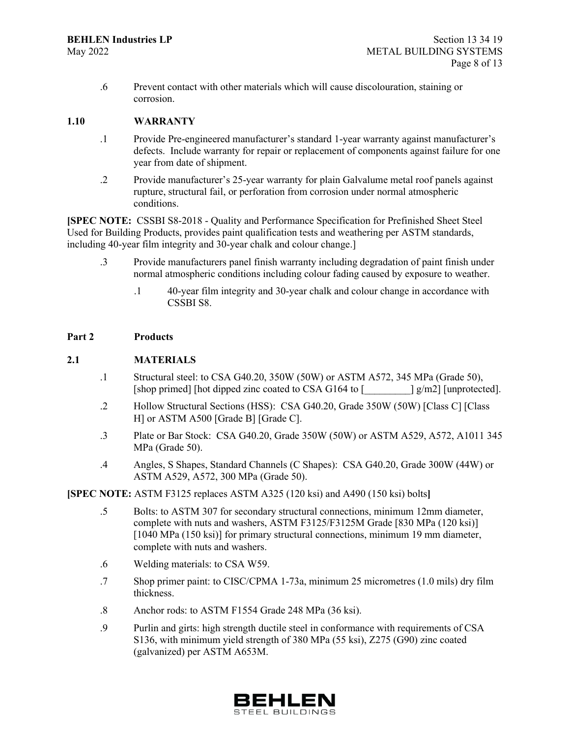.6 Prevent contact with other materials which will cause discolouration, staining or corrosion.

## 1.10 WARRANTY

.1 Provide Pre-engineered manufacturer's standard 1-year warranty against manufacturer's defects. Include warranty for repair or replacement of components against failure for one year from date of shipment.

.2 Provide manufacturer's 25-year warranty for plain Galvalume metal roof panels against rupture, structural fail, or perforation from corrosion under normal atmospheric conditions.

**[SPEC NOTE:** CSSBI S8-2018 - Quality and Performance Specification for Prefinished Sheet Steel Used for Building Products, provides paint qualification tests and weathering per ASTM standards, including 40-year film integrity and 30-year chalk and colour change.]

.3 Provide manufacturers panel finish warranty including degradation of paint finish under normal atmospheric conditions including colour fading caused by exposure to weather.

   .1 40-year film integrity and 30-year chalk and colour change in accordance with CSSBI S8.

# Part 2 Products

## 2.1 MATERIALS

.1 Structural steel: to CSA G40.20, 350W (50W) or ASTM A572, 345 MPa (Grade 50), [shop primed] [hot dipped zinc coated to CSA G164 to [_________] g/m2] [unprotected].

.2 Hollow Structural Sections (HSS): CSA G40.20, Grade 350W (50W) [Class C] [Class H] or ASTM A500 [Grade B] [Grade C].

.3 Plate or Bar Stock: CSA G40.20, Grade 350W (50W) or ASTM A529, A572, A1011 345 MPa (Grade 50).

.4 Angles, S Shapes, Standard Channels (C Shapes): CSA G40.20, Grade 300W (44W) or ASTM A529, A572, 300 MPa (Grade 50).

**[SPEC NOTE:** ASTM F3125 replaces ASTM A325 (120 ksi) and A490 (150 ksi) bolts**]**

.5 Bolts: to ASTM 307 for secondary structural connections, minimum 12mm diameter, complete with nuts and washers, ASTM F3125/F3125M Grade [830 MPa (120 ksi)] [1040 MPa (150 ksi)] for primary structural connections, minimum 19 mm diameter, complete with nuts and washers.

.6 Welding materials: to CSA W59.

.7 Shop primer paint: to CISC/CPMA 1-73a, minimum 25 micrometres (1.0 mils) dry film thickness.

.8 Anchor rods: to ASTM F1554 Grade 248 MPa (36 ksi).

.9 Purlin and girts: high strength ductile steel in conformance with requirements of CSA S136, with minimum yield strength of 380 MPa (55 ksi), Z275 (G90) zinc coated (galvanized) per ASTM A653M.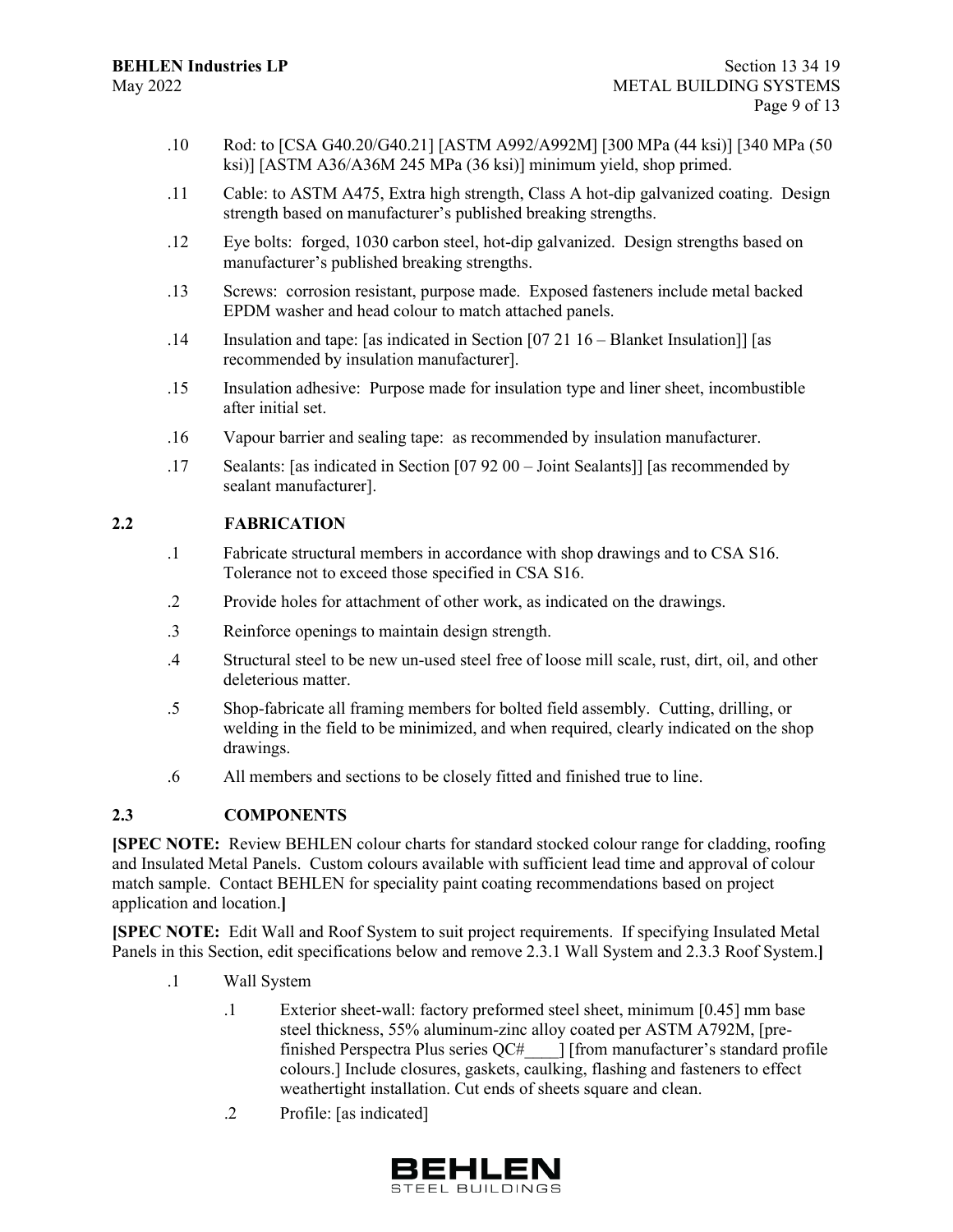.10 Rod: to [CSA G40.20/G40.21] [ASTM A992/A992M] [300 MPa (44 ksi)] [340 MPa (50 ksi)] [ASTM A36/A36M 245 MPa (36 ksi)] minimum yield, shop primed.

.11 Cable: to ASTM A475, Extra high strength, Class A hot-dip galvanized coating. Design strength based on manufacturer's published breaking strengths.

.12 Eye bolts: forged, 1030 carbon steel, hot-dip galvanized. Design strengths based on manufacturer's published breaking strengths.

.13 Screws: corrosion resistant, purpose made. Exposed fasteners include metal backed EPDM washer and head colour to match attached panels.

.14 Insulation and tape: [as indicated in Section [07 21 16 – Blanket Insulation]] [as recommended by insulation manufacturer].

.15 Insulation adhesive: Purpose made for insulation type and liner sheet, incombustible after initial set.

.16 Vapour barrier and sealing tape: as recommended by insulation manufacturer.

.17 Sealants: [as indicated in Section [07 92 00 – Joint Sealants]] [as recommended by sealant manufacturer].

## 2.2 FABRICATION

.1 Fabricate structural members in accordance with shop drawings and to CSA S16. Tolerance not to exceed those specified in CSA S16.

.2 Provide holes for attachment of other work, as indicated on the drawings.

.3 Reinforce openings to maintain design strength.

.4 Structural steel to be new un-used steel free of loose mill scale, rust, dirt, oil, and other deleterious matter.

.5 Shop-fabricate all framing members for bolted field assembly. Cutting, drilling, or welding in the field to be minimized, and when required, clearly indicated on the shop drawings.

.6 All members and sections to be closely fitted and finished true to line.

## 2.3 COMPONENTS

**[SPEC NOTE:** Review BEHLEN colour charts for standard stocked colour range for cladding, roofing and Insulated Metal Panels. Custom colours available with sufficient lead time and approval of colour match sample. Contact BEHLEN for speciality paint coating recommendations based on project application and location.**]**

**[SPEC NOTE:** Edit Wall and Roof System to suit project requirements. If specifying Insulated Metal Panels in this Section, edit specifications below and remove 2.3.1 Wall System and 2.3.3 Roof System.**]**

.1 Wall System

- .1 Exterior sheet-wall: factory preformed steel sheet, minimum [0.45] mm base steel thickness, 55% aluminum-zinc alloy coated per ASTM A792M, [pre-finished Perspectra Plus series QC#____] [from manufacturer's standard profile colours.] Include closures, gaskets, caulking, flashing and fasteners to effect weathertight installation. Cut ends of sheets square and clean.
- .2 Profile: [as indicated]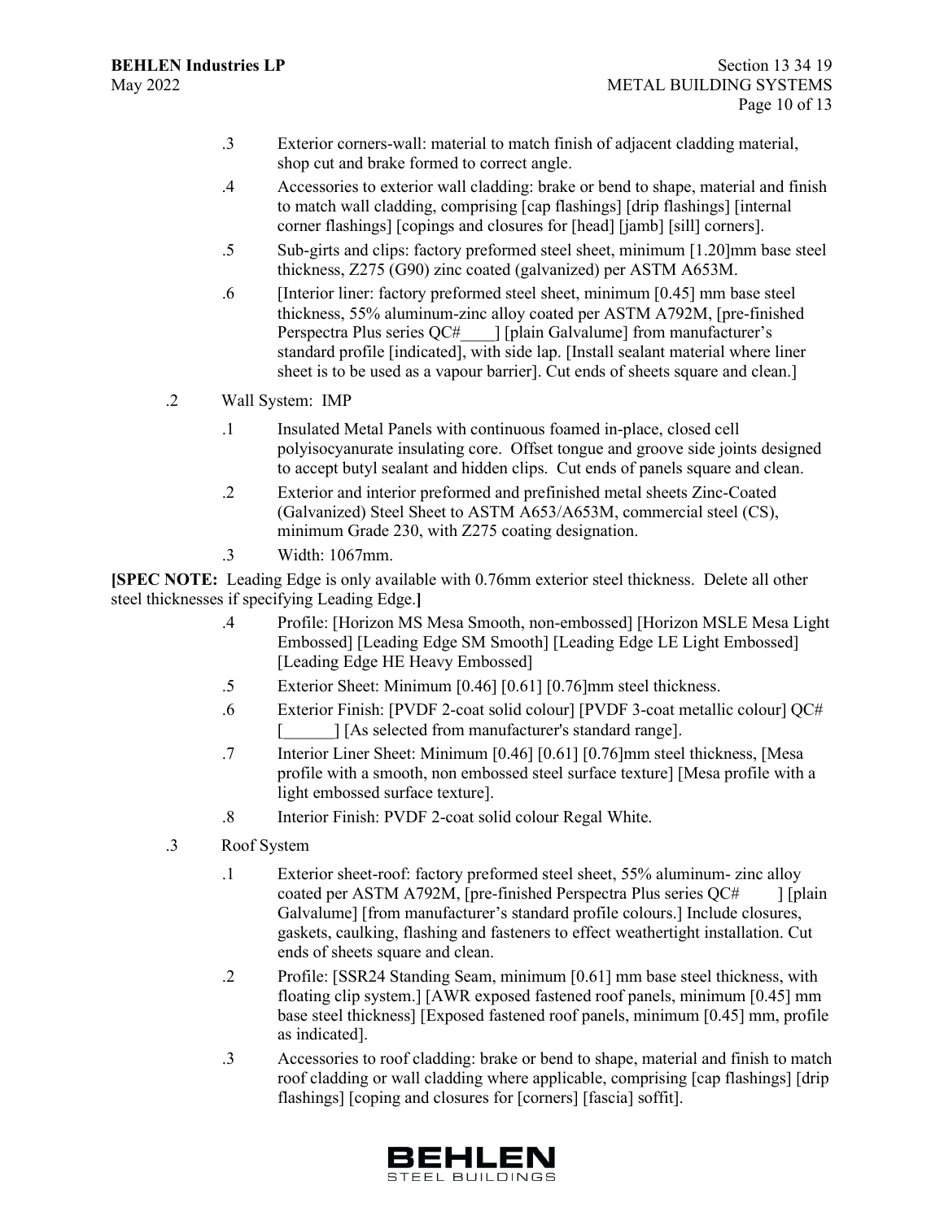.3 Exterior corners-wall: material to match finish of adjacent cladding material, shop cut and brake formed to correct angle.

.4 Accessories to exterior wall cladding: brake or bend to shape, material and finish to match wall cladding, comprising [cap flashings] [drip flashings] [internal corner flashings] [copings and closures for [head] [jamb] [sill] corners].

.5 Sub-girts and clips: factory preformed steel sheet, minimum [1.20]mm base steel thickness, Z275 (G90) zinc coated (galvanized) per ASTM A653M.

.6 [Interior liner: factory preformed steel sheet, minimum [0.45] mm base steel thickness, 55% aluminum-zinc alloy coated per ASTM A792M, [pre-finished Perspectra Plus series QC#____] [plain Galvalume] from manufacturer's standard profile [indicated], with side lap. [Install sealant material where liner sheet is to be used as a vapour barrier]. Cut ends of sheets square and clean.]

.2 Wall System: IMP

.1 Insulated Metal Panels with continuous foamed in-place, closed cell polyisocyanurate insulating core. Offset tongue and groove side joints designed to accept butyl sealant and hidden clips. Cut ends of panels square and clean.

.2 Exterior and interior preformed and prefinished metal sheets Zinc-Coated (Galvanized) Steel Sheet to ASTM A653/A653M, commercial steel (CS), minimum Grade 230, with Z275 coating designation.

.3 Width: 1067mm.

**[SPEC NOTE:** Leading Edge is only available with 0.76mm exterior steel thickness. Delete all other steel thicknesses if specifying Leading Edge.**]**

.4 Profile: [Horizon MS Mesa Smooth, non-embossed] [Horizon MSLE Mesa Light Embossed] [Leading Edge SM Smooth] [Leading Edge LE Light Embossed] [Leading Edge HE Heavy Embossed]

.5 Exterior Sheet: Minimum [0.46] [0.61] [0.76]mm steel thickness.

.6 Exterior Finish: [PVDF 2-coat solid colour] [PVDF 3-coat metallic colour] QC# [______] [As selected from manufacturer's standard range].

.7 Interior Liner Sheet: Minimum [0.46] [0.61] [0.76]mm steel thickness, [Mesa profile with a smooth, non embossed steel surface texture] [Mesa profile with a light embossed surface texture].

.8 Interior Finish: PVDF 2-coat solid colour Regal White.

.3 Roof System

.1 Exterior sheet-roof: factory preformed steel sheet, 55% aluminum- zinc alloy coated per ASTM A792M, [pre-finished Perspectra Plus series QC# ] [plain Galvalume] [from manufacturer's standard profile colours.] Include closures, gaskets, caulking, flashing and fasteners to effect weathertight installation. Cut ends of sheets square and clean.

.2 Profile: [SSR24 Standing Seam, minimum [0.61] mm base steel thickness, with floating clip system.] [AWR exposed fastened roof panels, minimum [0.45] mm base steel thickness] [Exposed fastened roof panels, minimum [0.45] mm, profile as indicated].

.3 Accessories to roof cladding: brake or bend to shape, material and finish to match roof cladding or wall cladding where applicable, comprising [cap flashings] [drip flashings] [coping and closures for [corners] [fascia] soffit].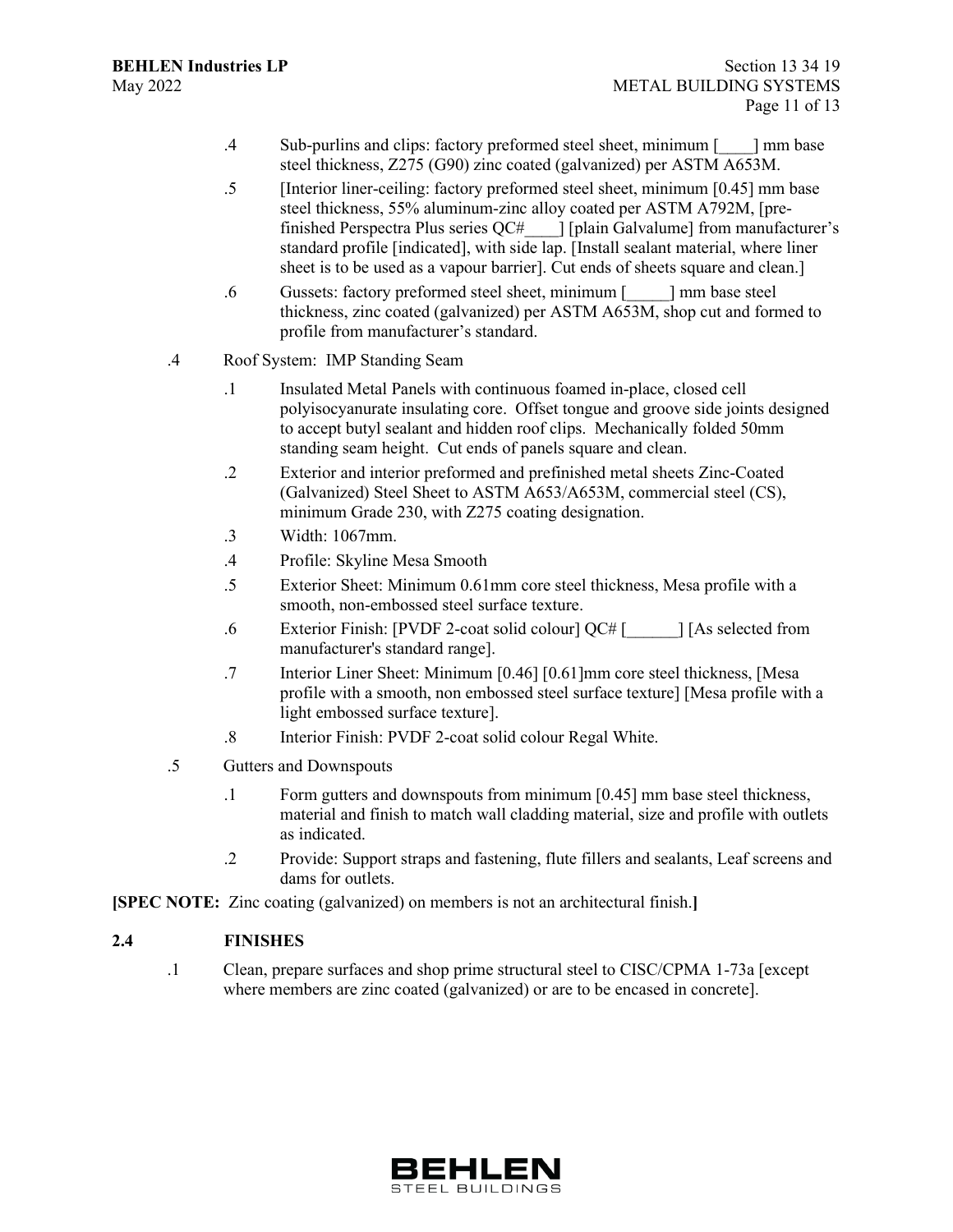.4 Sub-purlins and clips: factory preformed steel sheet, minimum [____] mm base steel thickness, Z275 (G90) zinc coated (galvanized) per ASTM A653M.

.5 [Interior liner-ceiling: factory preformed steel sheet, minimum [0.45] mm base steel thickness, 55% aluminum-zinc alloy coated per ASTM A792M, [pre-finished Perspectra Plus series QC#____] [plain Galvalume] from manufacturer's standard profile [indicated], with side lap. [Install sealant material, where liner sheet is to be used as a vapour barrier]. Cut ends of sheets square and clean.]

.6 Gussets: factory preformed steel sheet, minimum [_____] mm base steel thickness, zinc coated (galvanized) per ASTM A653M, shop cut and formed to profile from manufacturer's standard.

.4 Roof System: IMP Standing Seam

.1 Insulated Metal Panels with continuous foamed in-place, closed cell polyisocyanurate insulating core. Offset tongue and groove side joints designed to accept butyl sealant and hidden roof clips. Mechanically folded 50mm standing seam height. Cut ends of panels square and clean.

.2 Exterior and interior preformed and prefinished metal sheets Zinc-Coated (Galvanized) Steel Sheet to ASTM A653/A653M, commercial steel (CS), minimum Grade 230, with Z275 coating designation.

.3 Width: 1067mm.

.4 Profile: Skyline Mesa Smooth

.5 Exterior Sheet: Minimum 0.61mm core steel thickness, Mesa profile with a smooth, non-embossed steel surface texture.

.6 Exterior Finish: [PVDF 2-coat solid colour] QC# [______] [As selected from manufacturer's standard range].

.7 Interior Liner Sheet: Minimum [0.46] [0.61]mm core steel thickness, [Mesa profile with a smooth, non embossed steel surface texture] [Mesa profile with a light embossed surface texture].

.8 Interior Finish: PVDF 2-coat solid colour Regal White.

.5 Gutters and Downspouts

.1 Form gutters and downspouts from minimum [0.45] mm base steel thickness, material and finish to match wall cladding material, size and profile with outlets as indicated.

.2 Provide: Support straps and fastening, flute fillers and sealants, Leaf screens and dams for outlets.

**[SPEC NOTE:** Zinc coating (galvanized) on members is not an architectural finish.**]**

## 2.4 FINISHES

.1 Clean, prepare surfaces and shop prime structural steel to CISC/CPMA 1-73a [except where members are zinc coated (galvanized) or are to be encased in concrete].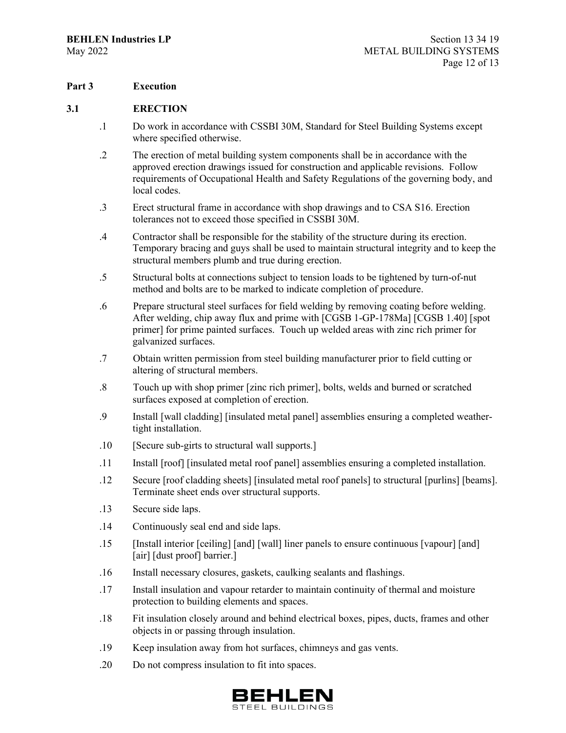## Part 3 Execution

### 3.1 ERECTION

.1 Do work in accordance with CSSBI 30M, Standard for Steel Building Systems except where specified otherwise.

.2 The erection of metal building system components shall be in accordance with the approved erection drawings issued for construction and applicable revisions. Follow requirements of Occupational Health and Safety Regulations of the governing body, and local codes.

.3 Erect structural frame in accordance with shop drawings and to CSA S16. Erection tolerances not to exceed those specified in CSSBI 30M.

.4 Contractor shall be responsible for the stability of the structure during its erection. Temporary bracing and guys shall be used to maintain structural integrity and to keep the structural members plumb and true during erection.

.5 Structural bolts at connections subject to tension loads to be tightened by turn-of-nut method and bolts are to be marked to indicate completion of procedure.

.6 Prepare structural steel surfaces for field welding by removing coating before welding. After welding, chip away flux and prime with [CGSB 1-GP-178Ma] [CGSB 1.40] [spot primer] for prime painted surfaces. Touch up welded areas with zinc rich primer for galvanized surfaces.

.7 Obtain written permission from steel building manufacturer prior to field cutting or altering of structural members.

.8 Touch up with shop primer [zinc rich primer], bolts, welds and burned or scratched surfaces exposed at completion of erection.

.9 Install [wall cladding] [insulated metal panel] assemblies ensuring a completed weather-tight installation.

.10 [Secure sub-girts to structural wall supports.]

.11 Install [roof] [insulated metal roof panel] assemblies ensuring a completed installation.

.12 Secure [roof cladding sheets] [insulated metal roof panels] to structural [purlins] [beams]. Terminate sheet ends over structural supports.

.13 Secure side laps.

.14 Continuously seal end and side laps.

.15 [Install interior [ceiling] [and] [wall] liner panels to ensure continuous [vapour] [and] [air] [dust proof] barrier.]

.16 Install necessary closures, gaskets, caulking sealants and flashings.

.17 Install insulation and vapour retarder to maintain continuity of thermal and moisture protection to building elements and spaces.

.18 Fit insulation closely around and behind electrical boxes, pipes, ducts, frames and other objects in or passing through insulation.

.19 Keep insulation away from hot surfaces, chimneys and gas vents.

.20 Do not compress insulation to fit into spaces.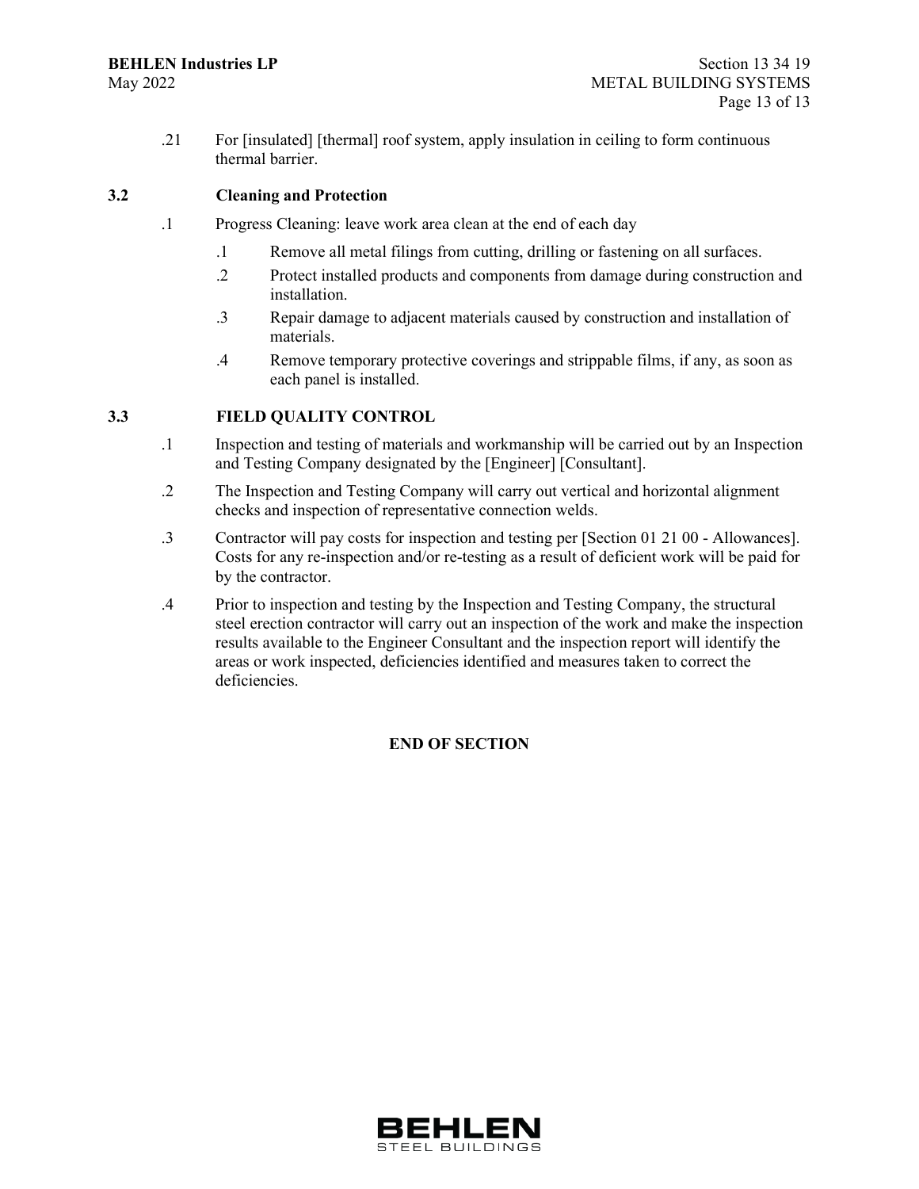.21 For [insulated] [thermal] roof system, apply insulation in ceiling to form continuous thermal barrier.

## 3.2 Cleaning and Protection

.1 Progress Cleaning: leave work area clean at the end of each day

   .1 Remove all metal filings from cutting, drilling or fastening on all surfaces.

   .2 Protect installed products and components from damage during construction and installation.

   .3 Repair damage to adjacent materials caused by construction and installation of materials.

   .4 Remove temporary protective coverings and strippable films, if any, as soon as each panel is installed.

## 3.3 FIELD QUALITY CONTROL

.1 Inspection and testing of materials and workmanship will be carried out by an Inspection and Testing Company designated by the [Engineer] [Consultant].

.2 The Inspection and Testing Company will carry out vertical and horizontal alignment checks and inspection of representative connection welds.

.3 Contractor will pay costs for inspection and testing per [Section 01 21 00 - Allowances]. Costs for any re-inspection and/or re-testing as a result of deficient work will be paid for by the contractor.

.4 Prior to inspection and testing by the Inspection and Testing Company, the structural steel erection contractor will carry out an inspection of the work and make the inspection results available to the Engineer Consultant and the inspection report will identify the areas or work inspected, deficiencies identified and measures taken to correct the deficiencies.

**END OF SECTION**